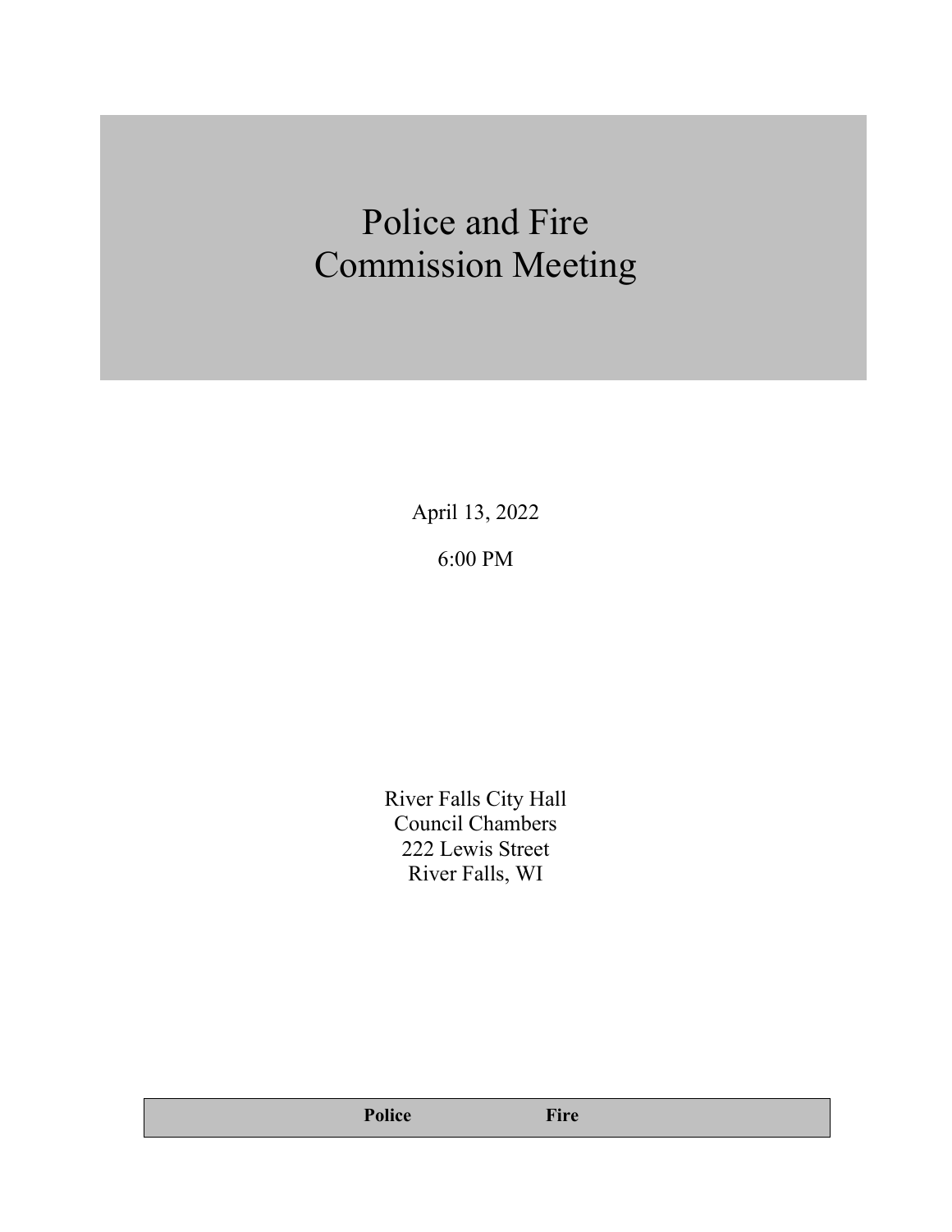# Police and Fire Commission Meeting

April 13, 2022

6:00 PM

River Falls City Hall
Council Chambers
222 Lewis Street
River Falls, WI

| Police | Fire |
|---|---|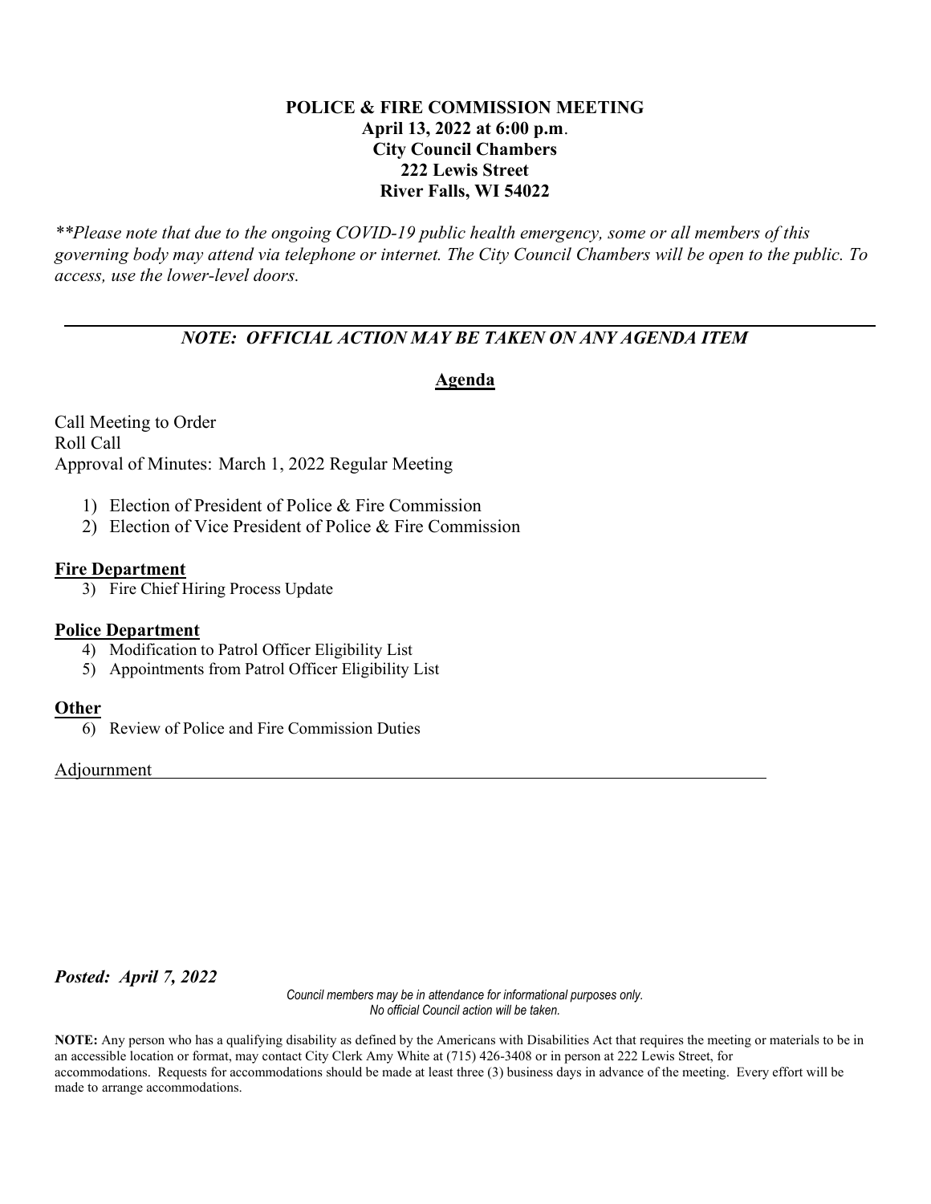**POLICE & FIRE COMMISSION MEETING**
**April 13, 2022 at 6:00 p.m.**
**City Council Chambers**
**222 Lewis Street**
**River Falls, WI 54022**

*\*\*Please note that due to the ongoing COVID-19 public health emergency, some or all members of this governing body may attend via telephone or internet. The City Council Chambers will be open to the public. To access, use the lower-level doors.*

---

***NOTE: OFFICIAL ACTION MAY BE TAKEN ON ANY AGENDA ITEM***

## Agenda

Call Meeting to Order
Roll Call
Approval of Minutes: March 1, 2022 Regular Meeting

1) Election of President of Police & Fire Commission
2) Election of Vice President of Police & Fire Commission

### Fire Department

3) Fire Chief Hiring Process Update

### Police Department

4) Modification to Patrol Officer Eligibility List
5) Appointments from Patrol Officer Eligibility List

### Other

6) Review of Police and Fire Commission Duties

Adjournment

***Posted: April 7, 2022***

*Council members may be in attendance for informational purposes only.*
*No official Council action will be taken.*

**NOTE:** Any person who has a qualifying disability as defined by the Americans with Disabilities Act that requires the meeting or materials to be in an accessible location or format, may contact City Clerk Amy White at (715) 426-3408 or in person at 222 Lewis Street, for accommodations. Requests for accommodations should be made at least three (3) business days in advance of the meeting. Every effort will be made to arrange accommodations.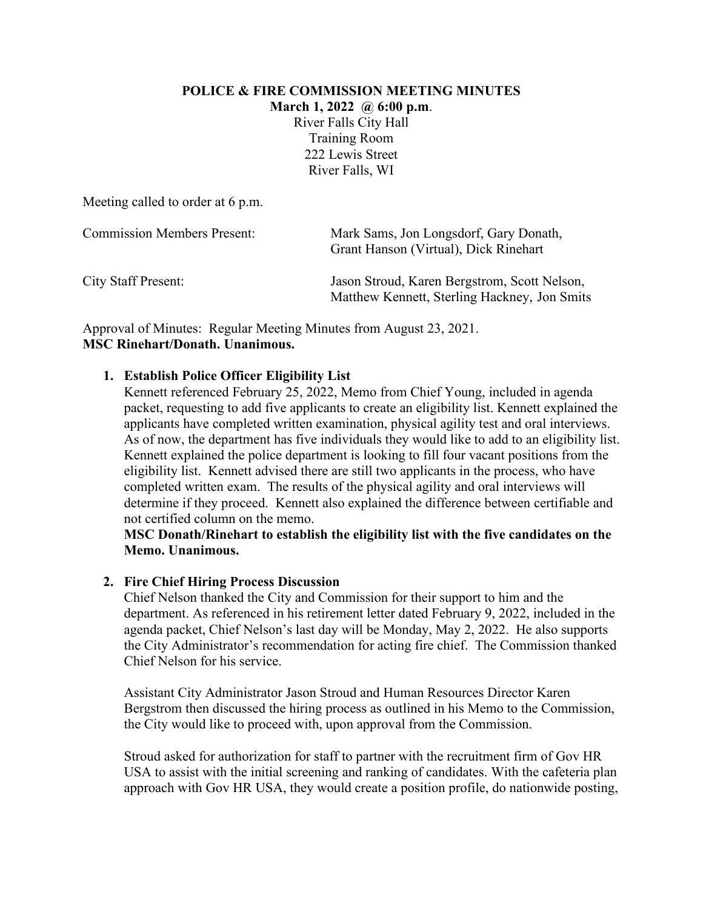**POLICE & FIRE COMMISSION MEETING MINUTES**
**March 1, 2022 @ 6:00 p.m.**
River Falls City Hall
Training Room
222 Lewis Street
River Falls, WI

Meeting called to order at 6 p.m.

Commission Members Present: Mark Sams, Jon Longsdorf, Gary Donath, Grant Hanson (Virtual), Dick Rinehart

City Staff Present: Jason Stroud, Karen Bergstrom, Scott Nelson, Matthew Kennett, Sterling Hackney, Jon Smits

Approval of Minutes: Regular Meeting Minutes from August 23, 2021.
**MSC Rinehart/Donath. Unanimous.**

1. **Establish Police Officer Eligibility List**
   Kennett referenced February 25, 2022, Memo from Chief Young, included in agenda packet, requesting to add five applicants to create an eligibility list. Kennett explained the applicants have completed written examination, physical agility test and oral interviews. As of now, the department has five individuals they would like to add to an eligibility list. Kennett explained the police department is looking to fill four vacant positions from the eligibility list. Kennett advised there are still two applicants in the process, who have completed written exam. The results of the physical agility and oral interviews will determine if they proceed. Kennett also explained the difference between certifiable and not certified column on the memo.
   **MSC Donath/Rinehart to establish the eligibility list with the five candidates on the Memo. Unanimous.**

2. **Fire Chief Hiring Process Discussion**
   Chief Nelson thanked the City and Commission for their support to him and the department. As referenced in his retirement letter dated February 9, 2022, included in the agenda packet, Chief Nelson's last day will be Monday, May 2, 2022. He also supports the City Administrator's recommendation for acting fire chief. The Commission thanked Chief Nelson for his service.

   Assistant City Administrator Jason Stroud and Human Resources Director Karen Bergstrom then discussed the hiring process as outlined in his Memo to the Commission, the City would like to proceed with, upon approval from the Commission.

   Stroud asked for authorization for staff to partner with the recruitment firm of Gov HR USA to assist with the initial screening and ranking of candidates. With the cafeteria plan approach with Gov HR USA, they would create a position profile, do nationwide posting,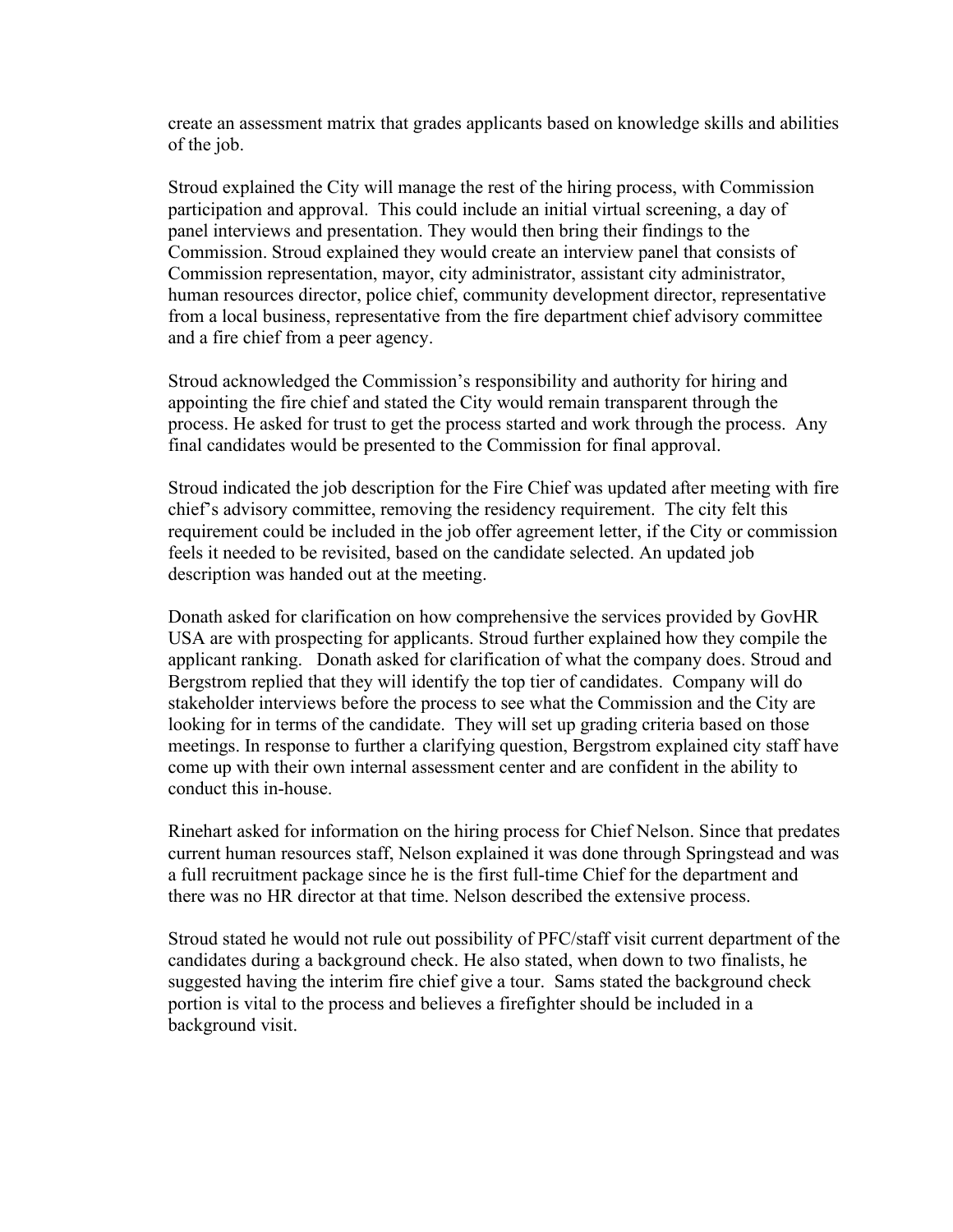create an assessment matrix that grades applicants based on knowledge skills and abilities of the job.

Stroud explained the City will manage the rest of the hiring process, with Commission participation and approval. This could include an initial virtual screening, a day of panel interviews and presentation. They would then bring their findings to the Commission. Stroud explained they would create an interview panel that consists of Commission representation, mayor, city administrator, assistant city administrator, human resources director, police chief, community development director, representative from a local business, representative from the fire department chief advisory committee and a fire chief from a peer agency.

Stroud acknowledged the Commission's responsibility and authority for hiring and appointing the fire chief and stated the City would remain transparent through the process. He asked for trust to get the process started and work through the process. Any final candidates would be presented to the Commission for final approval.

Stroud indicated the job description for the Fire Chief was updated after meeting with fire chief's advisory committee, removing the residency requirement. The city felt this requirement could be included in the job offer agreement letter, if the City or commission feels it needed to be revisited, based on the candidate selected. An updated job description was handed out at the meeting.

Donath asked for clarification on how comprehensive the services provided by GovHR USA are with prospecting for applicants. Stroud further explained how they compile the applicant ranking. Donath asked for clarification of what the company does. Stroud and Bergstrom replied that they will identify the top tier of candidates. Company will do stakeholder interviews before the process to see what the Commission and the City are looking for in terms of the candidate. They will set up grading criteria based on those meetings. In response to further a clarifying question, Bergstrom explained city staff have come up with their own internal assessment center and are confident in the ability to conduct this in-house.

Rinehart asked for information on the hiring process for Chief Nelson. Since that predates current human resources staff, Nelson explained it was done through Springstead and was a full recruitment package since he is the first full-time Chief for the department and there was no HR director at that time. Nelson described the extensive process.

Stroud stated he would not rule out possibility of PFC/staff visit current department of the candidates during a background check. He also stated, when down to two finalists, he suggested having the interim fire chief give a tour. Sams stated the background check portion is vital to the process and believes a firefighter should be included in a background visit.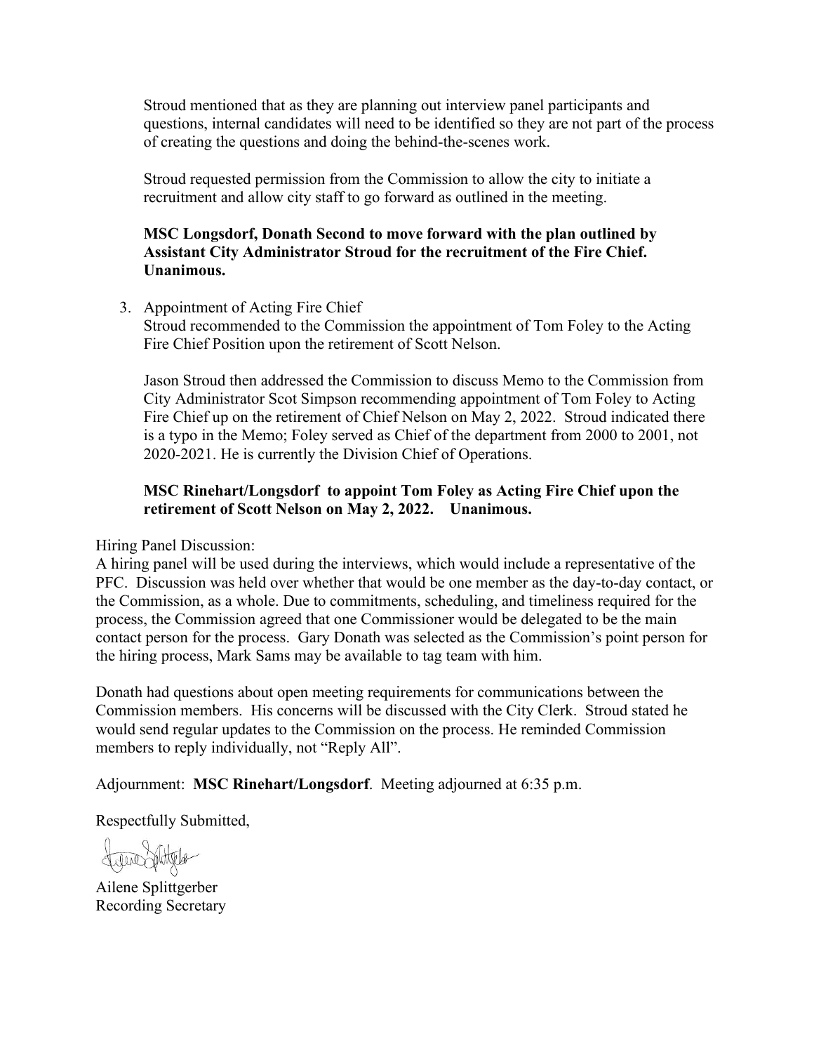Stroud mentioned that as they are planning out interview panel participants and questions, internal candidates will need to be identified so they are not part of the process of creating the questions and doing the behind-the-scenes work.

Stroud requested permission from the Commission to allow the city to initiate a recruitment and allow city staff to go forward as outlined in the meeting.

**MSC Longsdorf, Donath Second to move forward with the plan outlined by Assistant City Administrator Stroud for the recruitment of the Fire Chief. Unanimous.**

3. Appointment of Acting Fire Chief
   Stroud recommended to the Commission the appointment of Tom Foley to the Acting Fire Chief Position upon the retirement of Scott Nelson.

   Jason Stroud then addressed the Commission to discuss Memo to the Commission from City Administrator Scot Simpson recommending appointment of Tom Foley to Acting Fire Chief up on the retirement of Chief Nelson on May 2, 2022. Stroud indicated there is a typo in the Memo; Foley served as Chief of the department from 2000 to 2001, not 2020-2021. He is currently the Division Chief of Operations.

   **MSC Rinehart/Longsdorf to appoint Tom Foley as Acting Fire Chief upon the retirement of Scott Nelson on May 2, 2022. Unanimous.**

Hiring Panel Discussion:
A hiring panel will be used during the interviews, which would include a representative of the PFC. Discussion was held over whether that would be one member as the day-to-day contact, or the Commission, as a whole. Due to commitments, scheduling, and timeliness required for the process, the Commission agreed that one Commissioner would be delegated to be the main contact person for the process. Gary Donath was selected as the Commission's point person for the hiring process, Mark Sams may be available to tag team with him.

Donath had questions about open meeting requirements for communications between the Commission members. His concerns will be discussed with the City Clerk. Stroud stated he would send regular updates to the Commission on the process. He reminded Commission members to reply individually, not "Reply All".

Adjournment: **MSC Rinehart/Longsdorf**. Meeting adjourned at 6:35 p.m.

Respectfully Submitted,

Ailene Splittgerber
Recording Secretary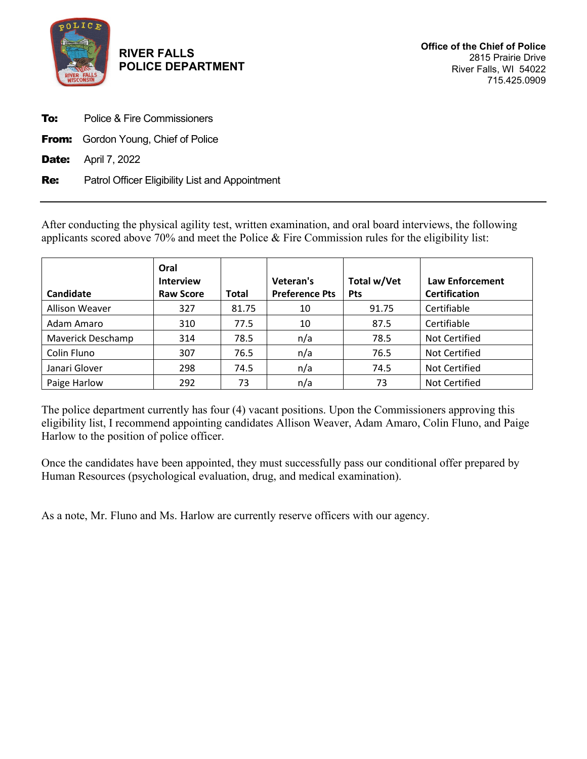# RIVER FALLS POLICE DEPARTMENT

**Office of the Chief of Police**
2815 Prairie Drive
River Falls, WI 54022
715.425.0909

**To:** Police & Fire Commissioners

**From:** Gordon Young, Chief of Police

**Date:** April 7, 2022

**Re:** Patrol Officer Eligibility List and Appointment

---

After conducting the physical agility test, written examination, and oral board interviews, the following applicants scored above 70% and meet the Police & Fire Commission rules for the eligibility list:

| Candidate | Oral Interview Raw Score | Total | Veteran's Preference Pts | Total w/Vet Pts | Law Enforcement Certification |
|---|---|---|---|---|---|
| Allison Weaver | 327 | 81.75 | 10 | 91.75 | Certifiable |
| Adam Amaro | 310 | 77.5 | 10 | 87.5 | Certifiable |
| Maverick Deschamp | 314 | 78.5 | n/a | 78.5 | Not Certified |
| Colin Fluno | 307 | 76.5 | n/a | 76.5 | Not Certified |
| Janari Glover | 298 | 74.5 | n/a | 74.5 | Not Certified |
| Paige Harlow | 292 | 73 | n/a | 73 | Not Certified |

The police department currently has four (4) vacant positions. Upon the Commissioners approving this eligibility list, I recommend appointing candidates Allison Weaver, Adam Amaro, Colin Fluno, and Paige Harlow to the position of police officer.

Once the candidates have been appointed, they must successfully pass our conditional offer prepared by Human Resources (psychological evaluation, drug, and medical examination).

As a note, Mr. Fluno and Ms. Harlow are currently reserve officers with our agency.